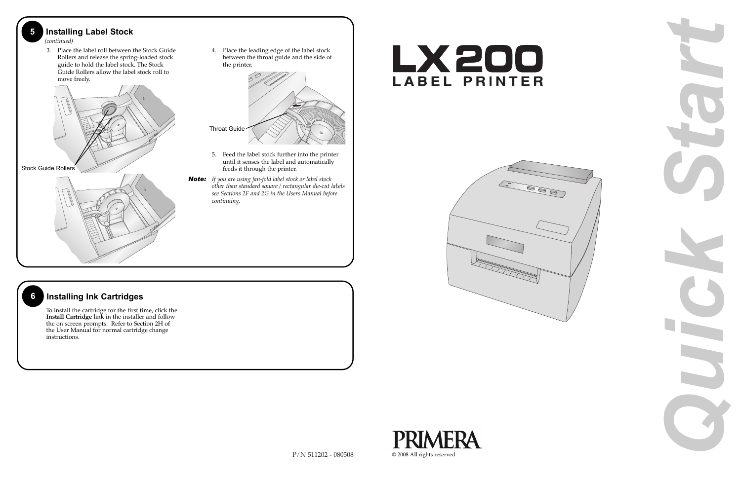## 5 Installing Label Stock

*(continued)*

3. Place the label roll between the Stock Guide Rollers and release the spring-loaded stock guide to hold the label stock. The Stock Guide Rollers allow the label stock roll to move freely.

Stock Guide Rollers

4. Place the leading edge of the label stock between the throat guide and the side of the printer.

Throat Guide

5. Feed the label stock further into the printer until it senses the label and automatically feeds it through the printer.

***Note:*** *If you are using fan-fold label stock or label stock other than standard square / rectangular die-cut labels see Sections 2F and 2G in the Users Manual before continuing.*

## 6 Installing Ink Cartridges

To install the cartridge for the first time, click the **Install Cartridge** link in the installer and follow the on screen prompts. Refer to Section 2H of the User Manual for normal cartridge change instructions.

# LX200

## LABEL PRINTER

# Quick Start

PRIMERA

P/N 511202 - 080508

© 2008 All rights reserved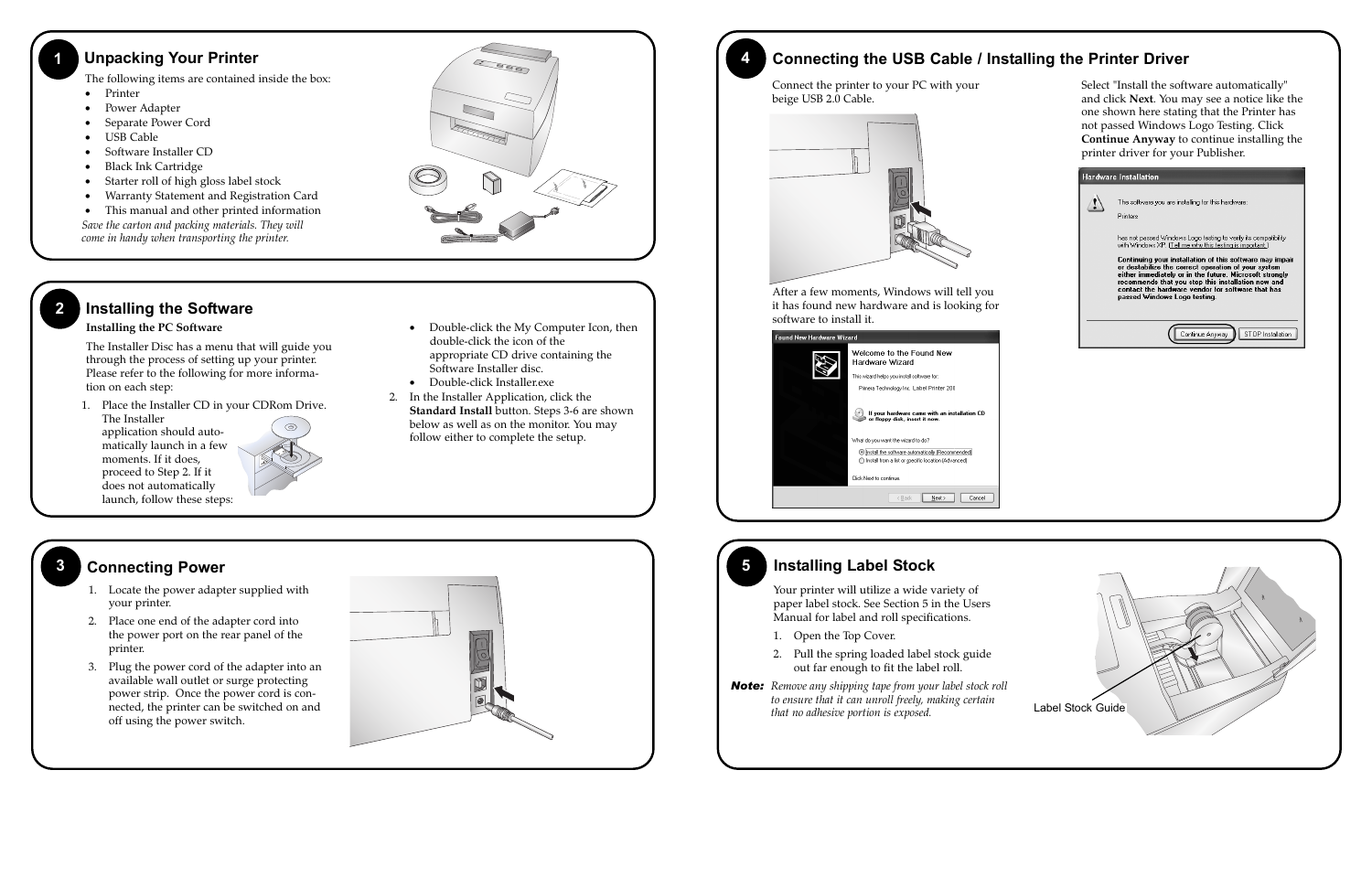## 1 Unpacking Your Printer

The following items are contained inside the box:

- Printer
- Power Adapter
- Separate Power Cord
- USB Cable
- Software Installer CD
- Black Ink Cartridge
- Starter roll of high gloss label stock
- Warranty Statement and Registration Card
- This manual and other printed information

*Save the carton and packing materials. They will come in handy when transporting the printer.*

## 2 Installing the Software

**Installing the PC Software**

The Installer Disc has a menu that will guide you through the process of setting up your printer. Please refer to the following for more information on each step:

1. Place the Installer CD in your CDRom Drive. The Installer application should automatically launch in a few moments. If it does, proceed to Step 2. If it does not automatically launch, follow these steps:
   - Double-click the My Computer Icon, then double-click the icon of the appropriate CD drive containing the Software Installer disc.
   - Double-click Installer.exe
2. In the Installer Application, click the **Standard Install** button. Steps 3-6 are shown below as well as on the monitor. You may follow either to complete the setup.

## 3 Connecting Power

1. Locate the power adapter supplied with your printer.
2. Place one end of the adapter cord into the power port on the rear panel of the printer.
3. Plug the power cord of the adapter into an available wall outlet or surge protecting power strip. Once the power cord is connected, the printer can be switched on and off using the power switch.

## 4 Connecting the USB Cable / Installing the Printer Driver

Connect the printer to your PC with your beige USB 2.0 Cable.

After a few moments, Windows will tell you it has found new hardware and is looking for software to install it.

Select "Install the software automatically" and click **Next**. You may see a notice like the one shown here stating that the Printer has not passed Windows Logo Testing. Click **Continue Anyway** to continue installing the printer driver for your Publisher.

## 5 Installing Label Stock

Your printer will utilize a wide variety of paper label stock. See Section 5 in the Users Manual for label and roll specifications.

1. Open the Top Cover.
2. Pull the spring loaded label stock guide out far enough to fit the label roll.

***Note:*** *Remove any shipping tape from your label stock roll to ensure that it can unroll freely, making certain that no adhesive portion is exposed.*

Label Stock Guide